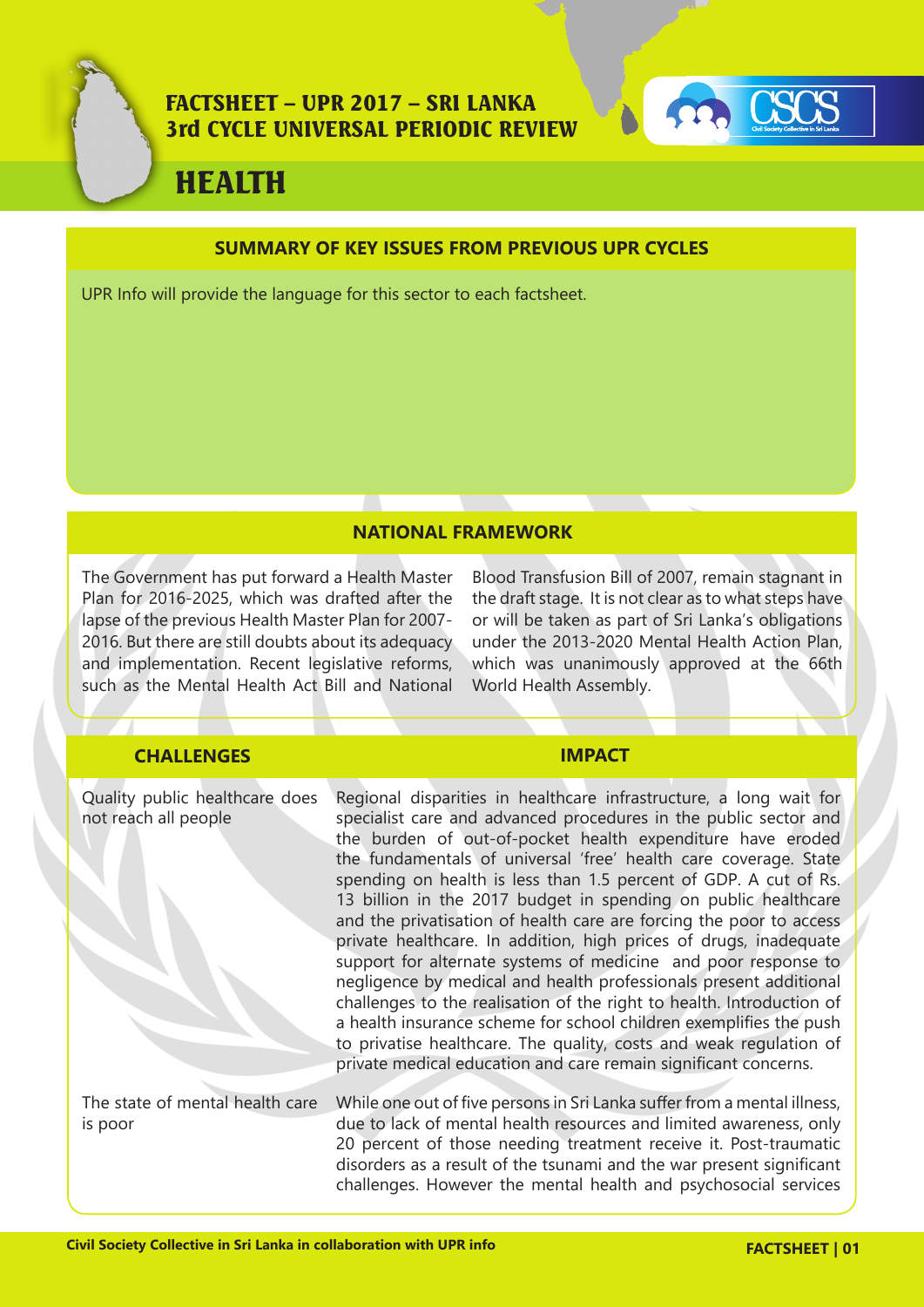# FACTSHEET – UPR 2017 – SRI LANKA
## 3rd CYCLE UNIVERSAL PERIODIC REVIEW

# HEALTH

### SUMMARY OF KEY ISSUES FROM PREVIOUS UPR CYCLES

UPR Info will provide the language for this sector to each factsheet.

### NATIONAL FRAMEWORK

The Government has put forward a Health Master Plan for 2016-2025, which was drafted after the lapse of the previous Health Master Plan for 2007-2016. But there are still doubts about its adequacy and implementation. Recent legislative reforms, such as the Mental Health Act Bill and National Blood Transfusion Bill of 2007, remain stagnant in the draft stage. It is not clear as to what steps have or will be taken as part of Sri Lanka's obligations under the 2013-2020 Mental Health Action Plan, which was unanimously approved at the 66th World Health Assembly.

| CHALLENGES | IMPACT |
|---|---|
| Quality public healthcare does not reach all people | Regional disparities in healthcare infrastructure, a long wait for specialist care and advanced procedures in the public sector and the burden of out-of-pocket health expenditure have eroded the fundamentals of universal 'free' health care coverage. State spending on health is less than 1.5 percent of GDP. A cut of Rs. 13 billion in the 2017 budget in spending on public healthcare and the privatisation of health care are forcing the poor to access private healthcare. In addition, high prices of drugs, inadequate support for alternate systems of medicine and poor response to negligence by medical and health professionals present additional challenges to the realisation of the right to health. Introduction of a health insurance scheme for school children exemplifies the push to privatise healthcare. The quality, costs and weak regulation of private medical education and care remain significant concerns. |
| The state of mental health care is poor | While one out of five persons in Sri Lanka suffer from a mental illness, due to lack of mental health resources and limited awareness, only 20 percent of those needing treatment receive it. Post-traumatic disorders as a result of the tsunami and the war present significant challenges. However the mental health and psychosocial services |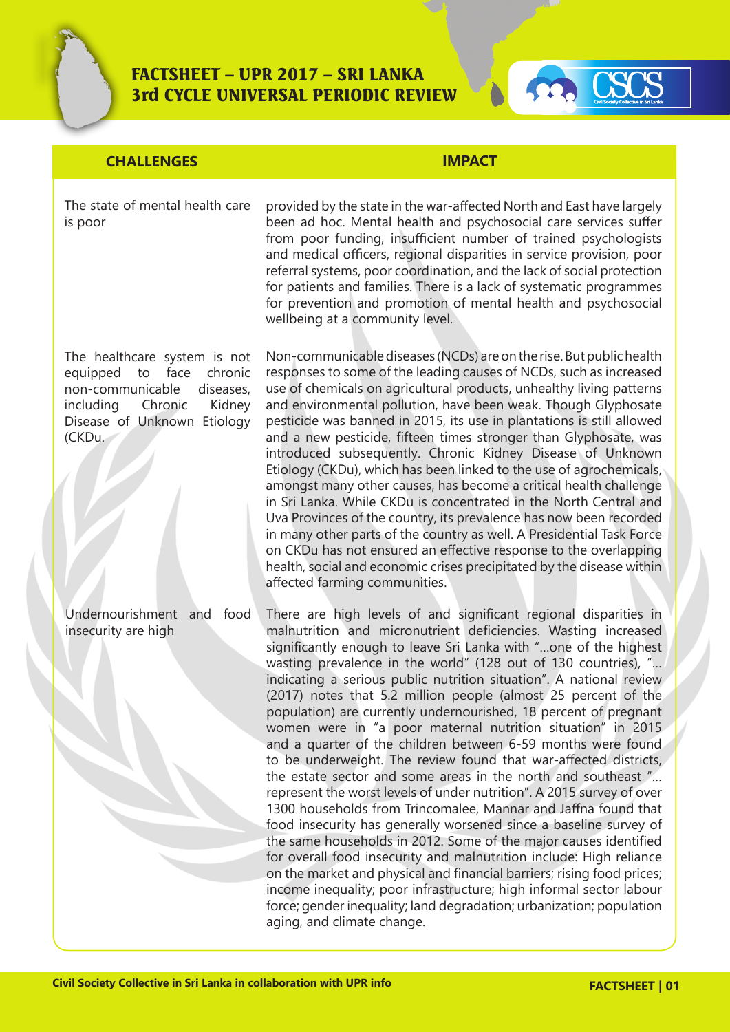| CHALLENGES | IMPACT |
|---|---|
| The state of mental health care is poor | provided by the state in the war-affected North and East have largely been ad hoc. Mental health and psychosocial care services suffer from poor funding, insufficient number of trained psychologists and medical officers, regional disparities in service provision, poor referral systems, poor coordination, and the lack of social protection for patients and families. There is a lack of systematic programmes for prevention and promotion of mental health and psychosocial wellbeing at a community level. |
| The healthcare system is not equipped to face chronic non-communicable diseases, including Chronic Kidney Disease of Unknown Etiology (CKDu. | Non-communicable diseases (NCDs) are on the rise. But public health responses to some of the leading causes of NCDs, such as increased use of chemicals on agricultural products, unhealthy living patterns and environmental pollution, have been weak. Though Glyphosate pesticide was banned in 2015, its use in plantations is still allowed and a new pesticide, fifteen times stronger than Glyphosate, was introduced subsequently. Chronic Kidney Disease of Unknown Etiology (CKDu), which has been linked to the use of agrochemicals, amongst many other causes, has become a critical health challenge in Sri Lanka. While CKDu is concentrated in the North Central and Uva Provinces of the country, its prevalence has now been recorded in many other parts of the country as well. A Presidential Task Force on CKDu has not ensured an effective response to the overlapping health, social and economic crises precipitated by the disease within affected farming communities. |
| Undernourishment and food insecurity are high | There are high levels of and significant regional disparities in malnutrition and micronutrient deficiencies. Wasting increased significantly enough to leave Sri Lanka with "...one of the highest wasting prevalence in the world" (128 out of 130 countries), "... indicating a serious public nutrition situation". A national review (2017) notes that 5.2 million people (almost 25 percent of the population) are currently undernourished, 18 percent of pregnant women were in "a poor maternal nutrition situation" in 2015 and a quarter of the children between 6-59 months were found to be underweight. The review found that war-affected districts, the estate sector and some areas in the north and southeast "... represent the worst levels of under nutrition". A 2015 survey of over 1300 households from Trincomalee, Mannar and Jaffna found that food insecurity has generally worsened since a baseline survey of the same households in 2012. Some of the major causes identified for overall food insecurity and malnutrition include: High reliance on the market and physical and financial barriers; rising food prices; income inequality; poor infrastructure; high informal sector labour force; gender inequality; land degradation; urbanization; population aging, and climate change. |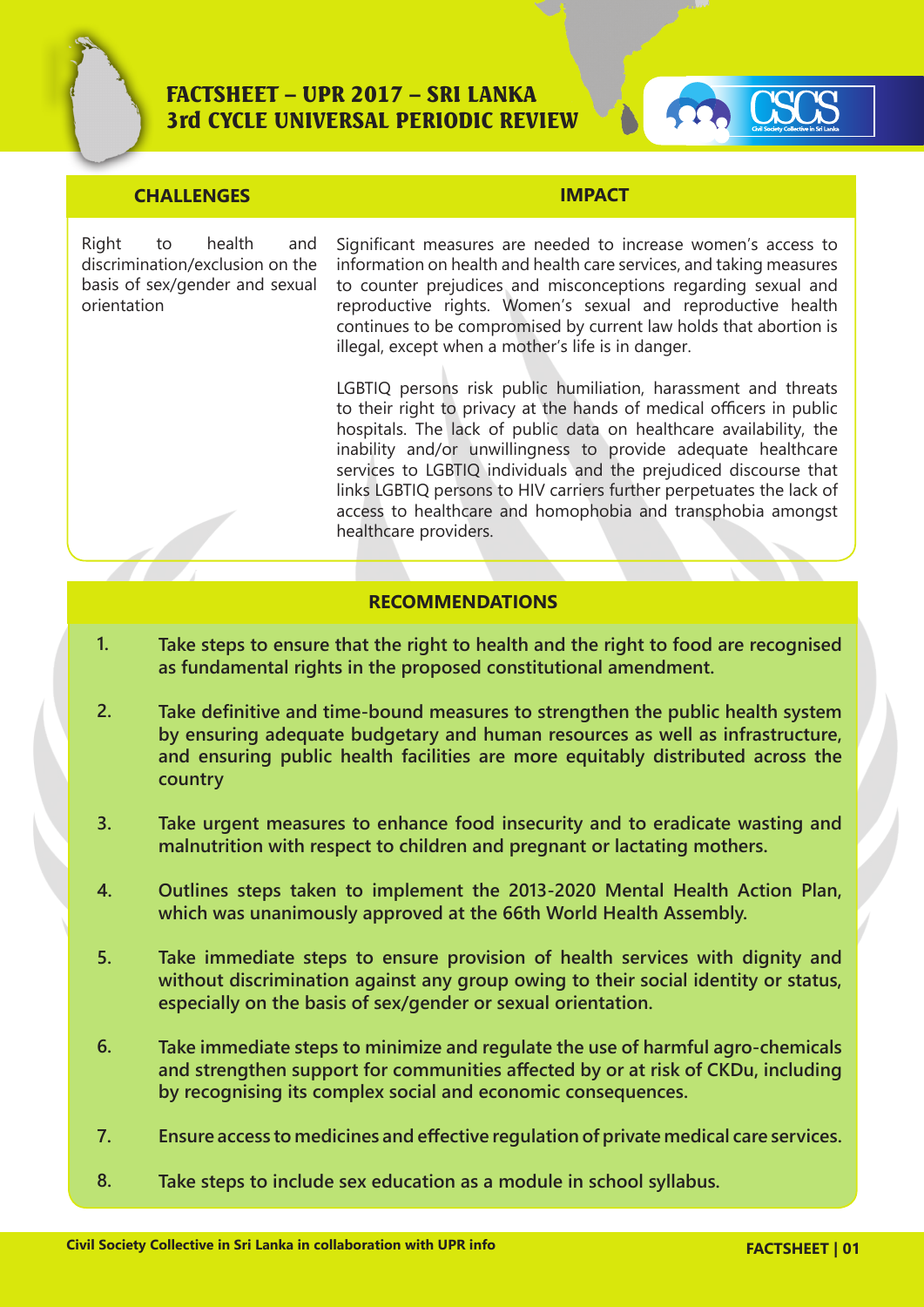# FACTSHEET – UPR 2017 – SRI LANKA
## 3rd CYCLE UNIVERSAL PERIODIC REVIEW

| CHALLENGES | IMPACT |
| --- | --- |
| Right to health and discrimination/exclusion on the basis of sex/gender and sexual orientation | Significant measures are needed to increase women's access to information on health and health care services, and taking measures to counter prejudices and misconceptions regarding sexual and reproductive rights. Women's sexual and reproductive health continues to be compromised by current law holds that abortion is illegal, except when a mother's life is in danger.<br><br>LGBTIQ persons risk public humiliation, harassment and threats to their right to privacy at the hands of medical officers in public hospitals. The lack of public data on healthcare availability, the inability and/or unwillingness to provide adequate healthcare services to LGBTIQ individuals and the prejudiced discourse that links LGBTIQ persons to HIV carriers further perpetuates the lack of access to healthcare and homophobia and transphobia amongst healthcare providers. |

## RECOMMENDATIONS

1. **Take steps to ensure that the right to health and the right to food are recognised as fundamental rights in the proposed constitutional amendment.**
2. **Take definitive and time-bound measures to strengthen the public health system by ensuring adequate budgetary and human resources as well as infrastructure, and ensuring public health facilities are more equitably distributed across the country**
3. **Take urgent measures to enhance food insecurity and to eradicate wasting and malnutrition with respect to children and pregnant or lactating mothers.**
4. **Outlines steps taken to implement the 2013-2020 Mental Health Action Plan, which was unanimously approved at the 66th World Health Assembly.**
5. **Take immediate steps to ensure provision of health services with dignity and without discrimination against any group owing to their social identity or status, especially on the basis of sex/gender or sexual orientation.**
6. **Take immediate steps to minimize and regulate the use of harmful agro-chemicals and strengthen support for communities affected by or at risk of CKDu, including by recognising its complex social and economic consequences.**
7. **Ensure access to medicines and effective regulation of private medical care services.**
8. **Take steps to include sex education as a module in school syllabus.**

**Civil Society Collective in Sri Lanka in collaboration with UPR info**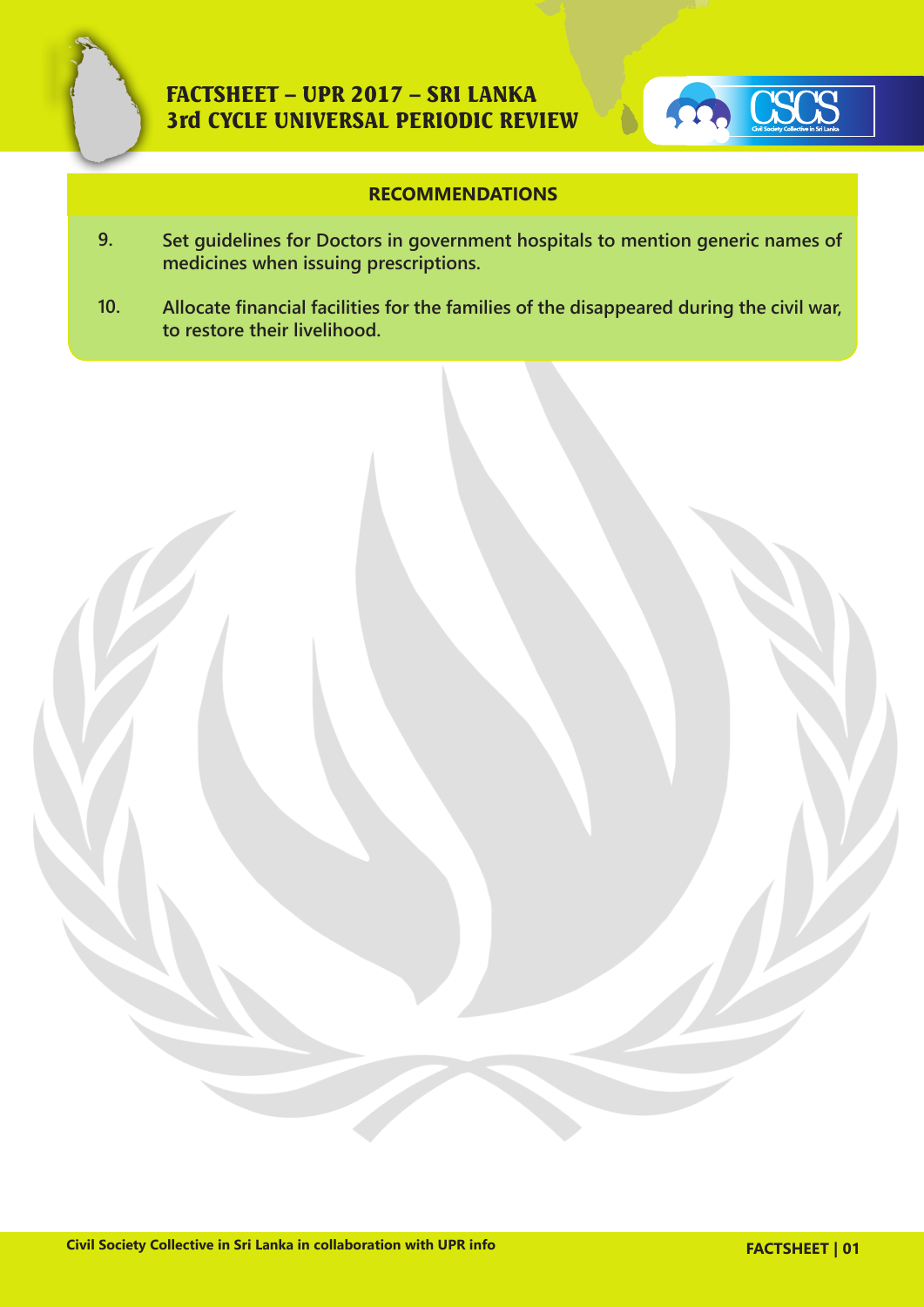## RECOMMENDATIONS

9. Set guidelines for Doctors in government hospitals to mention generic names of medicines when issuing prescriptions.

10. Allocate financial facilities for the families of the disappeared during the civil war, to restore their livelihood.